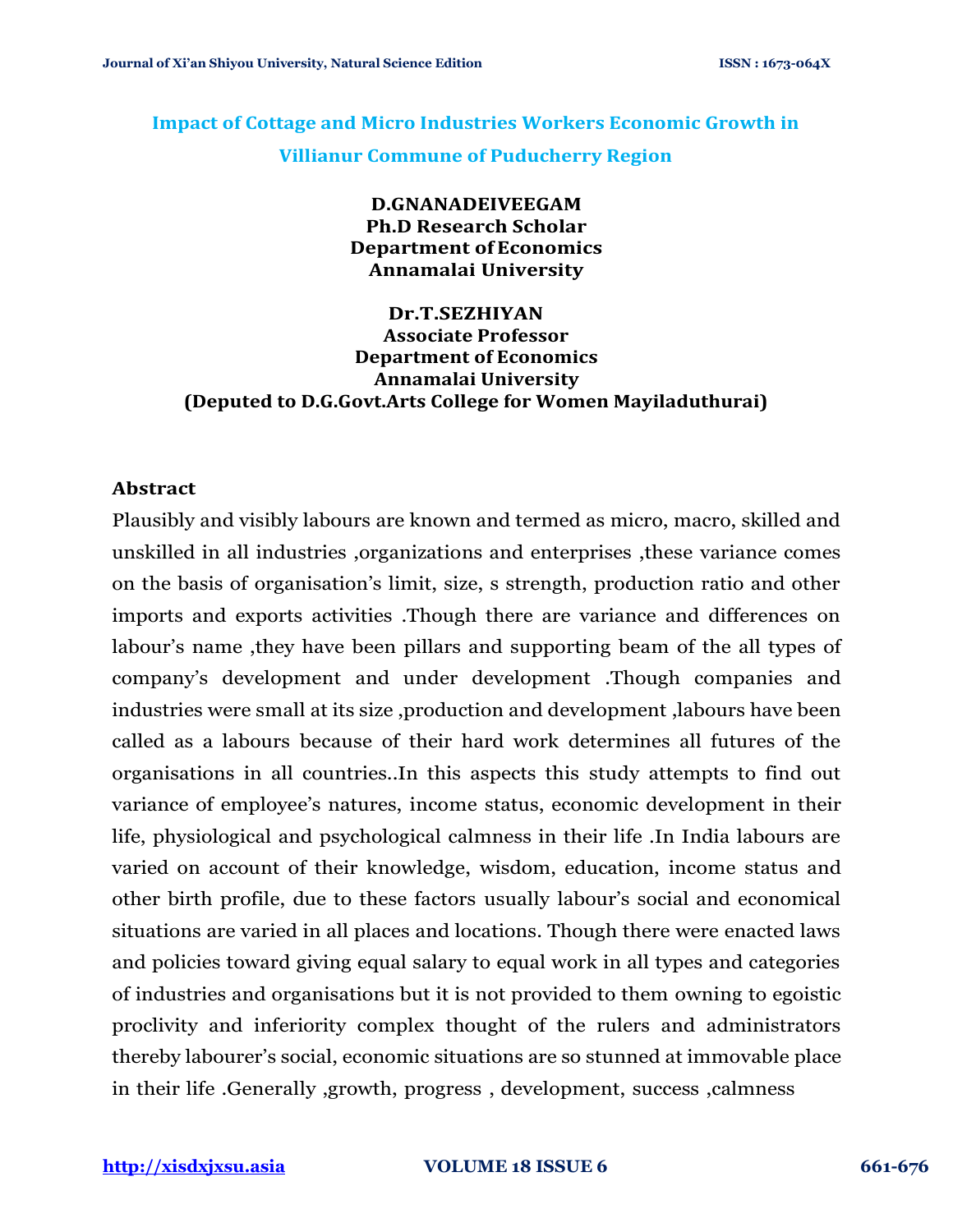# Impact of Cottage and Micro Industries Workers Economic Growth in Villianur Commune of Puducherry Region

**D.GNANADEIVEEGAM**
**Ph.D Research Scholar**
**Department of Economics**
**Annamalai University**

**Dr.T.SEZHIYAN**
**Associate Professor**
**Department of Economics**
**Annamalai University**
**(Deputed to D.G.Govt.Arts College for Women Mayiladuthurai)**

## Abstract

Plausibly and visibly labours are known and termed as micro, macro, skilled and unskilled in all industries ,organizations and enterprises ,these variance comes on the basis of organisation's limit, size, s strength, production ratio and other imports and exports activities .Though there are variance and differences on labour's name ,they have been pillars and supporting beam of the all types of company's development and under development .Though companies and industries were small at its size ,production and development ,labours have been called as a labours because of their hard work determines all futures of the organisations in all countries..In this aspects this study attempts to find out variance of employee's natures, income status, economic development in their life, physiological and psychological calmness in their life .In India labours are varied on account of their knowledge, wisdom, education, income status and other birth profile, due to these factors usually labour's social and economical situations are varied in all places and locations. Though there were enacted laws and policies toward giving equal salary to equal work in all types and categories of industries and organisations but it is not provided to them owning to egoistic proclivity and inferiority complex thought of the rulers and administrators thereby labourer's social, economic situations are so stunned at immovable place in their life .Generally ,growth, progress , development, success ,calmness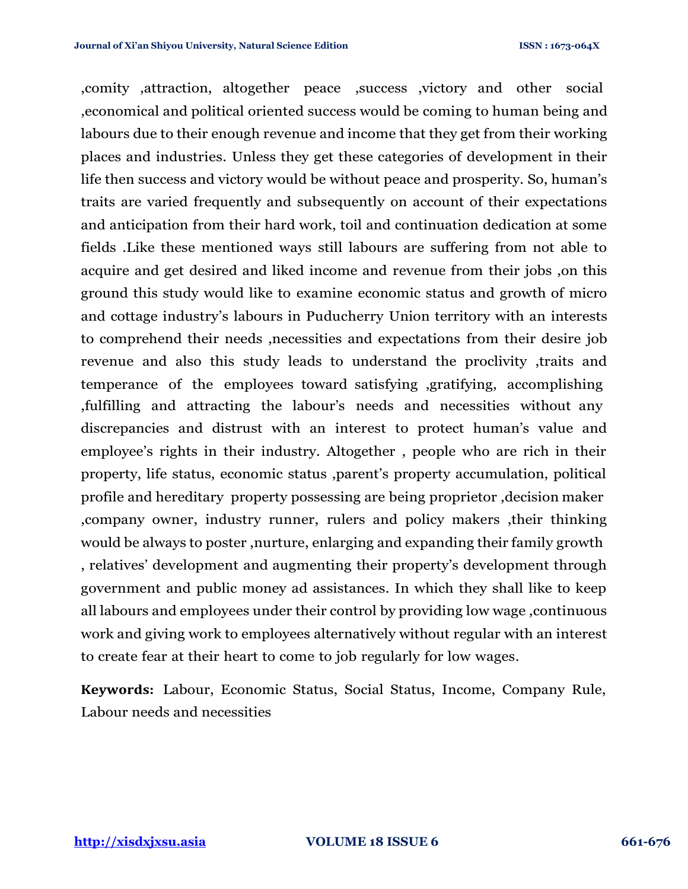,comity ,attraction, altogether peace ,success ,victory and other social ,economical and political oriented success would be coming to human being and labours due to their enough revenue and income that they get from their working places and industries. Unless they get these categories of development in their life then success and victory would be without peace and prosperity. So, human's traits are varied frequently and subsequently on account of their expectations and anticipation from their hard work, toil and continuation dedication at some fields .Like these mentioned ways still labours are suffering from not able to acquire and get desired and liked income and revenue from their jobs ,on this ground this study would like to examine economic status and growth of micro and cottage industry's labours in Puducherry Union territory with an interests to comprehend their needs ,necessities and expectations from their desire job revenue and also this study leads to understand the proclivity ,traits and temperance of the employees toward satisfying ,gratifying, accomplishing ,fulfilling and attracting the labour's needs and necessities without any discrepancies and distrust with an interest to protect human's value and employee's rights in their industry. Altogether , people who are rich in their property, life status, economic status ,parent's property accumulation, political profile and hereditary property possessing are being proprietor ,decision maker ,company owner, industry runner, rulers and policy makers ,their thinking would be always to poster ,nurture, enlarging and expanding their family growth , relatives' development and augmenting their property's development through government and public money ad assistances. In which they shall like to keep all labours and employees under their control by providing low wage ,continuous work and giving work to employees alternatively without regular with an interest to create fear at their heart to come to job regularly for low wages.

**Keywords:** Labour, Economic Status, Social Status, Income, Company Rule, Labour needs and necessities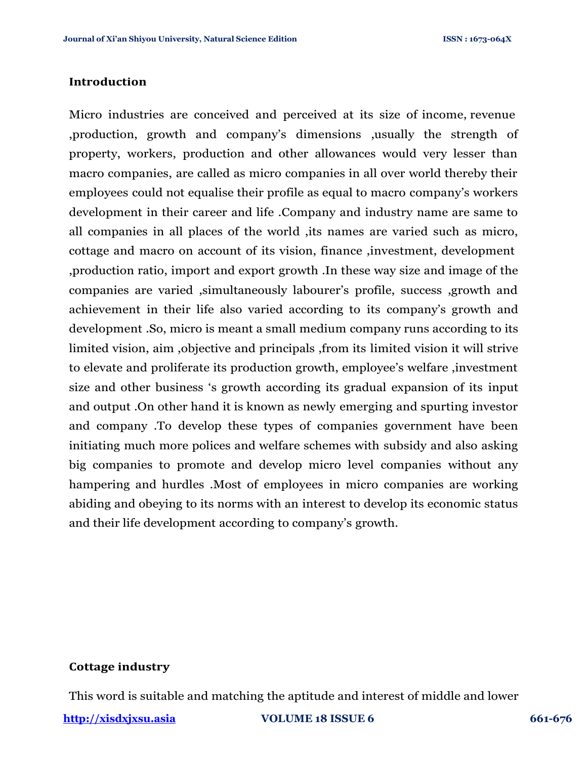## Introduction

Micro industries are conceived and perceived at its size of income, revenue ,production, growth and company's dimensions ,usually the strength of property, workers, production and other allowances would very lesser than macro companies, are called as micro companies in all over world thereby their employees could not equalise their profile as equal to macro company's workers development in their career and life .Company and industry name are same to all companies in all places of the world ,its names are varied such as micro, cottage and macro on account of its vision, finance ,investment, development ,production ratio, import and export growth .In these way size and image of the companies are varied ,simultaneously labourer's profile, success ,growth and achievement in their life also varied according to its company's growth and development .So, micro is meant a small medium company runs according to its limited vision, aim ,objective and principals ,from its limited vision it will strive to elevate and proliferate its production growth, employee's welfare ,investment size and other business 's growth according its gradual expansion of its input and output .On other hand it is known as newly emerging and spurting investor and company .To develop these types of companies government have been initiating much more polices and welfare schemes with subsidy and also asking big companies to promote and develop micro level companies without any hampering and hurdles .Most of employees in micro companies are working abiding and obeying to its norms with an interest to develop its economic status and their life development according to company's growth.

## Cottage industry

This word is suitable and matching the aptitude and interest of middle and lower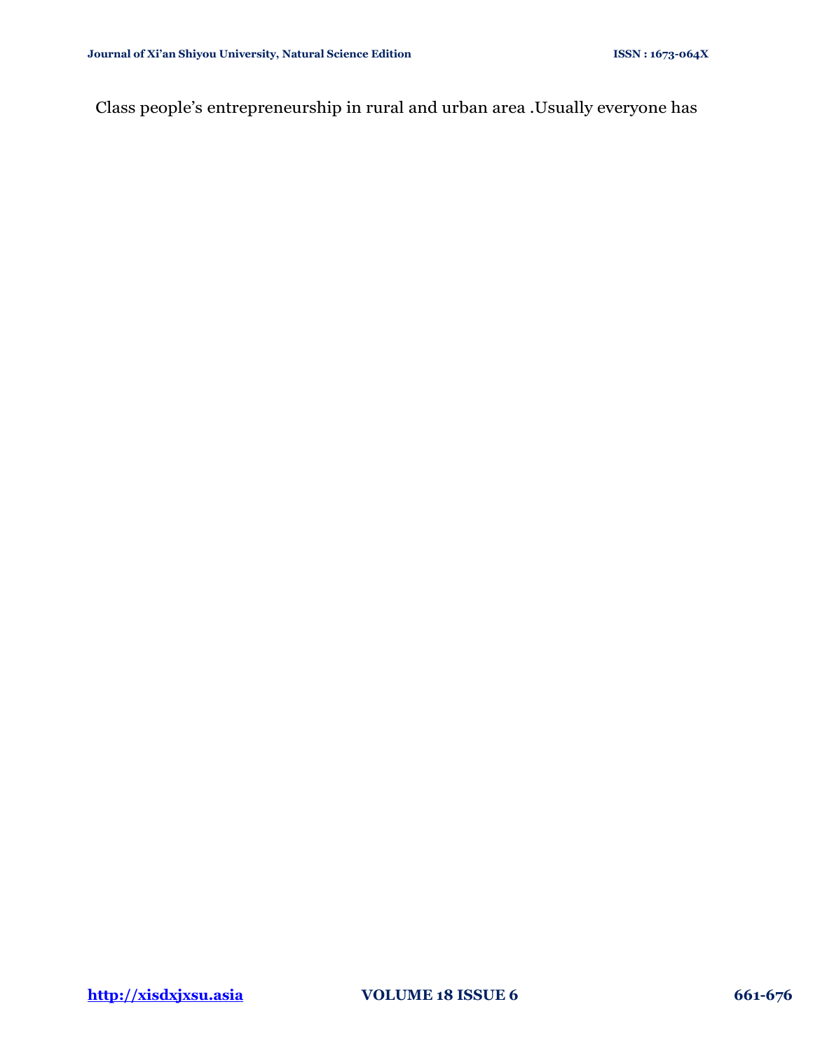Class people's entrepreneurship in rural and urban area .Usually everyone has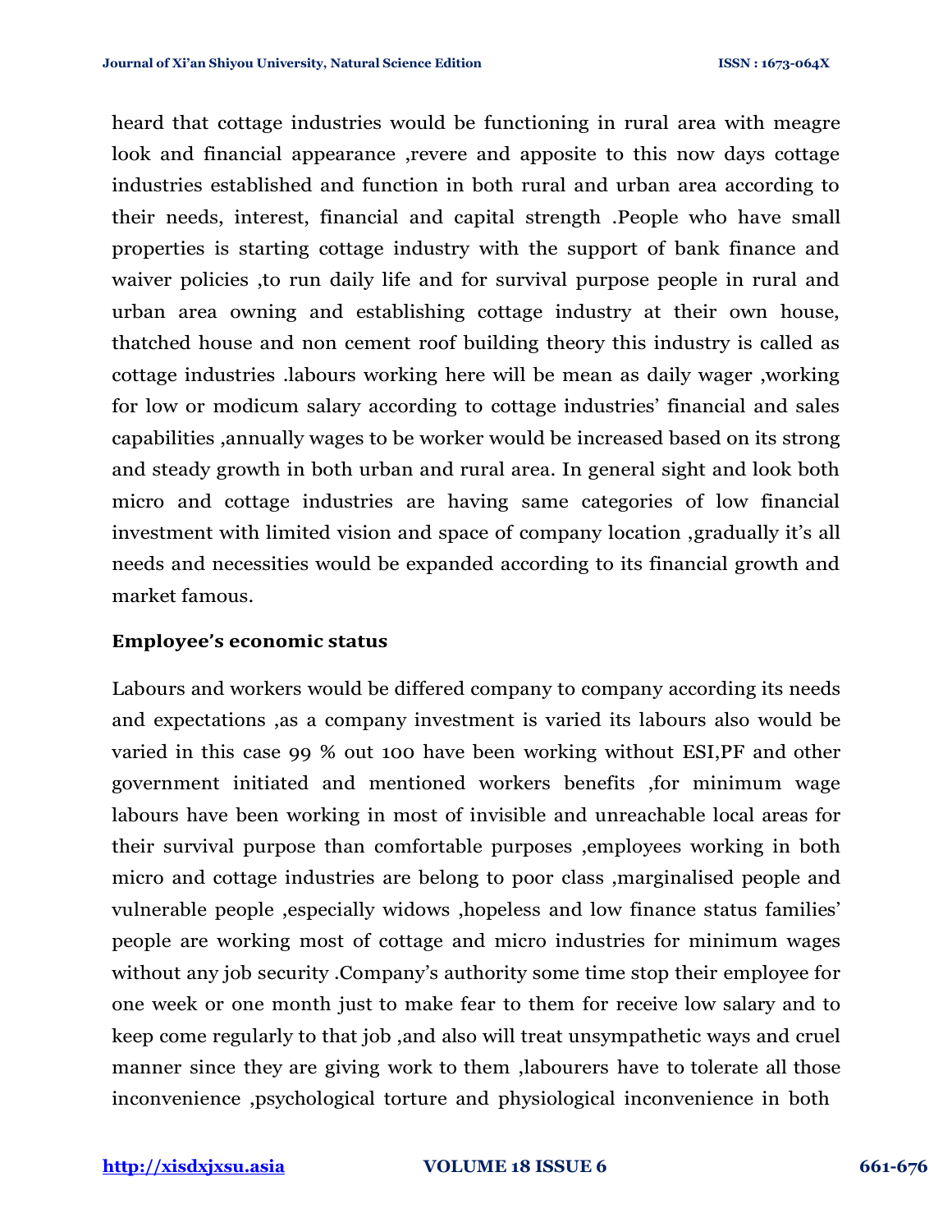heard that cottage industries would be functioning in rural area with meagre look and financial appearance ,revere and apposite to this now days cottage industries established and function in both rural and urban area according to their needs, interest, financial and capital strength .People who have small properties is starting cottage industry with the support of bank finance and waiver policies ,to run daily life and for survival purpose people in rural and urban area owning and establishing cottage industry at their own house, thatched house and non cement roof building theory this industry is called as cottage industries .labours working here will be mean as daily wager ,working for low or modicum salary according to cottage industries' financial and sales capabilities ,annually wages to be worker would be increased based on its strong and steady growth in both urban and rural area. In general sight and look both micro and cottage industries are having same categories of low financial investment with limited vision and space of company location ,gradually it's all needs and necessities would be expanded according to its financial growth and market famous.

**Employee's economic status**

Labours and workers would be differed company to company according its needs and expectations ,as a company investment is varied its labours also would be varied in this case 99 % out 100 have been working without ESI,PF and other government initiated and mentioned workers benefits ,for minimum wage labours have been working in most of invisible and unreachable local areas for their survival purpose than comfortable purposes ,employees working in both micro and cottage industries are belong to poor class ,marginalised people and vulnerable people ,especially widows ,hopeless and low finance status families' people are working most of cottage and micro industries for minimum wages without any job security .Company's authority some time stop their employee for one week or one month just to make fear to them for receive low salary and to keep come regularly to that job ,and also will treat unsympathetic ways and cruel manner since they are giving work to them ,labourers have to tolerate all those inconvenience ,psychological torture and physiological inconvenience in both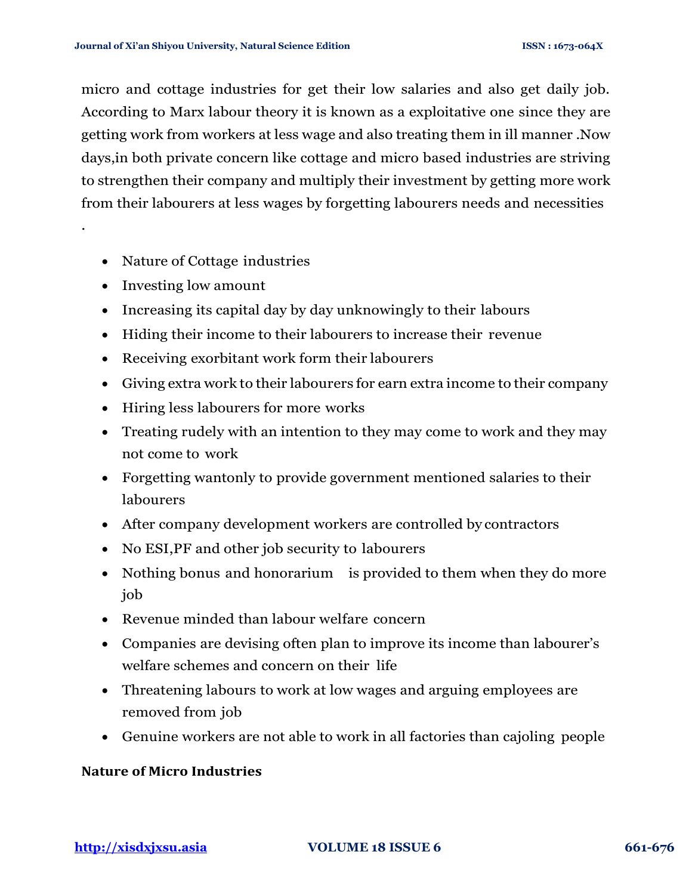micro and cottage industries for get their low salaries and also get daily job. According to Marx labour theory it is known as a exploitative one since they are getting work from workers at less wage and also treating them in ill manner .Now days,in both private concern like cottage and micro based industries are striving to strengthen their company and multiply their investment by getting more work from their labourers at less wages by forgetting labourers needs and necessities .

- Nature of Cottage industries
- Investing low amount
- Increasing its capital day by day unknowingly to their labours
- Hiding their income to their labourers to increase their revenue
- Receiving exorbitant work form their labourers
- Giving extra work to their labourers for earn extra income to their company
- Hiring less labourers for more works
- Treating rudely with an intention to they may come to work and they may not come to work
- Forgetting wantonly to provide government mentioned salaries to their labourers
- After company development workers are controlled by contractors
- No ESI,PF and other job security to labourers
- Nothing bonus and honorarium is provided to them when they do more job
- Revenue minded than labour welfare concern
- Companies are devising often plan to improve its income than labourer's welfare schemes and concern on their life
- Threatening labours to work at low wages and arguing employees are removed from job
- Genuine workers are not able to work in all factories than cajoling people

**Nature of Micro Industries**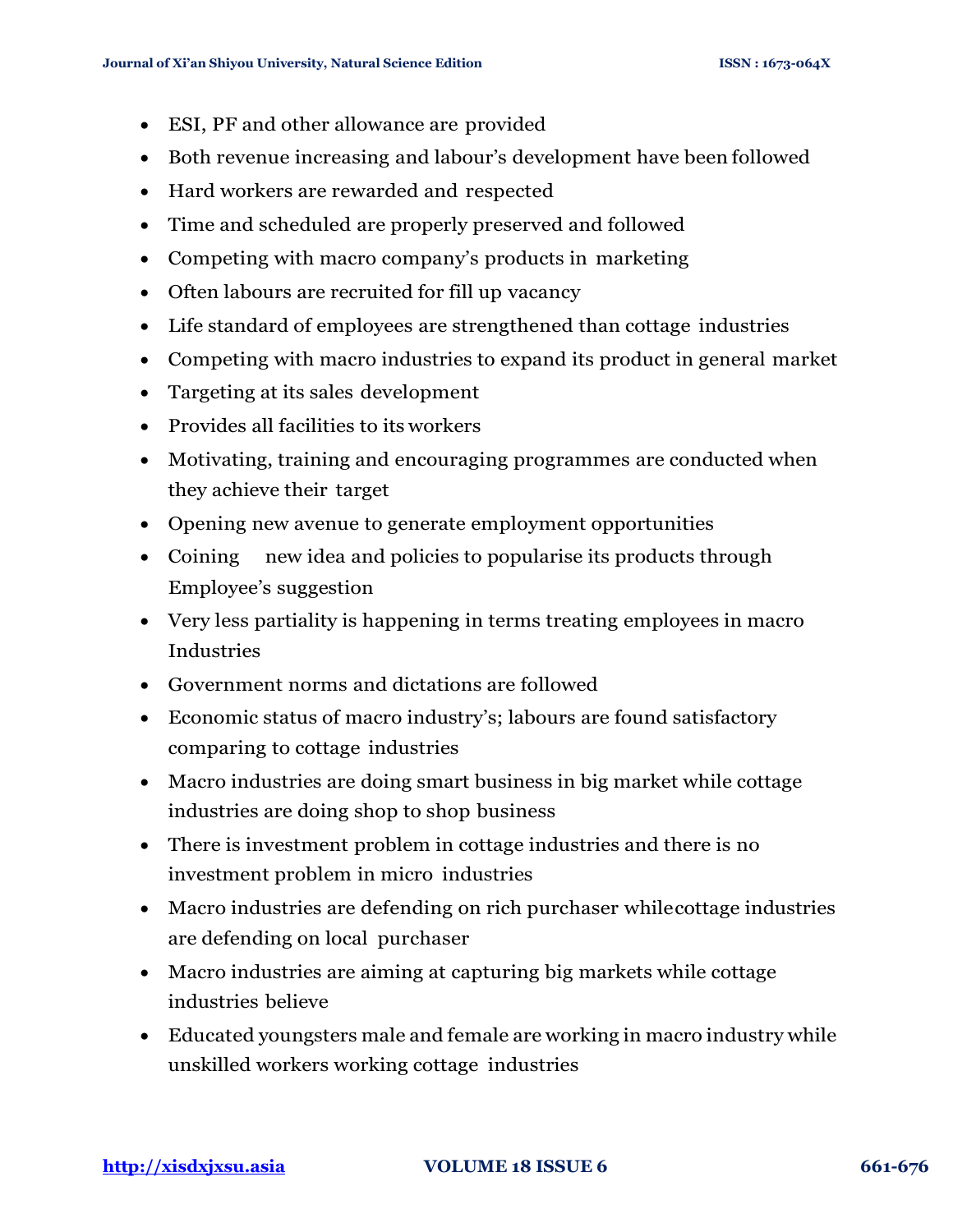- ESI, PF and other allowance are provided
- Both revenue increasing and labour's development have been followed
- Hard workers are rewarded and respected
- Time and scheduled are properly preserved and followed
- Competing with macro company's products in marketing
- Often labours are recruited for fill up vacancy
- Life standard of employees are strengthened than cottage industries
- Competing with macro industries to expand its product in general market
- Targeting at its sales development
- Provides all facilities to its workers
- Motivating, training and encouraging programmes are conducted when they achieve their target
- Opening new avenue to generate employment opportunities
- Coining new idea and policies to popularise its products through Employee's suggestion
- Very less partiality is happening in terms treating employees in macro Industries
- Government norms and dictations are followed
- Economic status of macro industry's; labours are found satisfactory comparing to cottage industries
- Macro industries are doing smart business in big market while cottage industries are doing shop to shop business
- There is investment problem in cottage industries and there is no investment problem in micro industries
- Macro industries are defending on rich purchaser while cottage industries are defending on local purchaser
- Macro industries are aiming at capturing big markets while cottage industries believe
- Educated youngsters male and female are working in macro industry while unskilled workers working cottage industries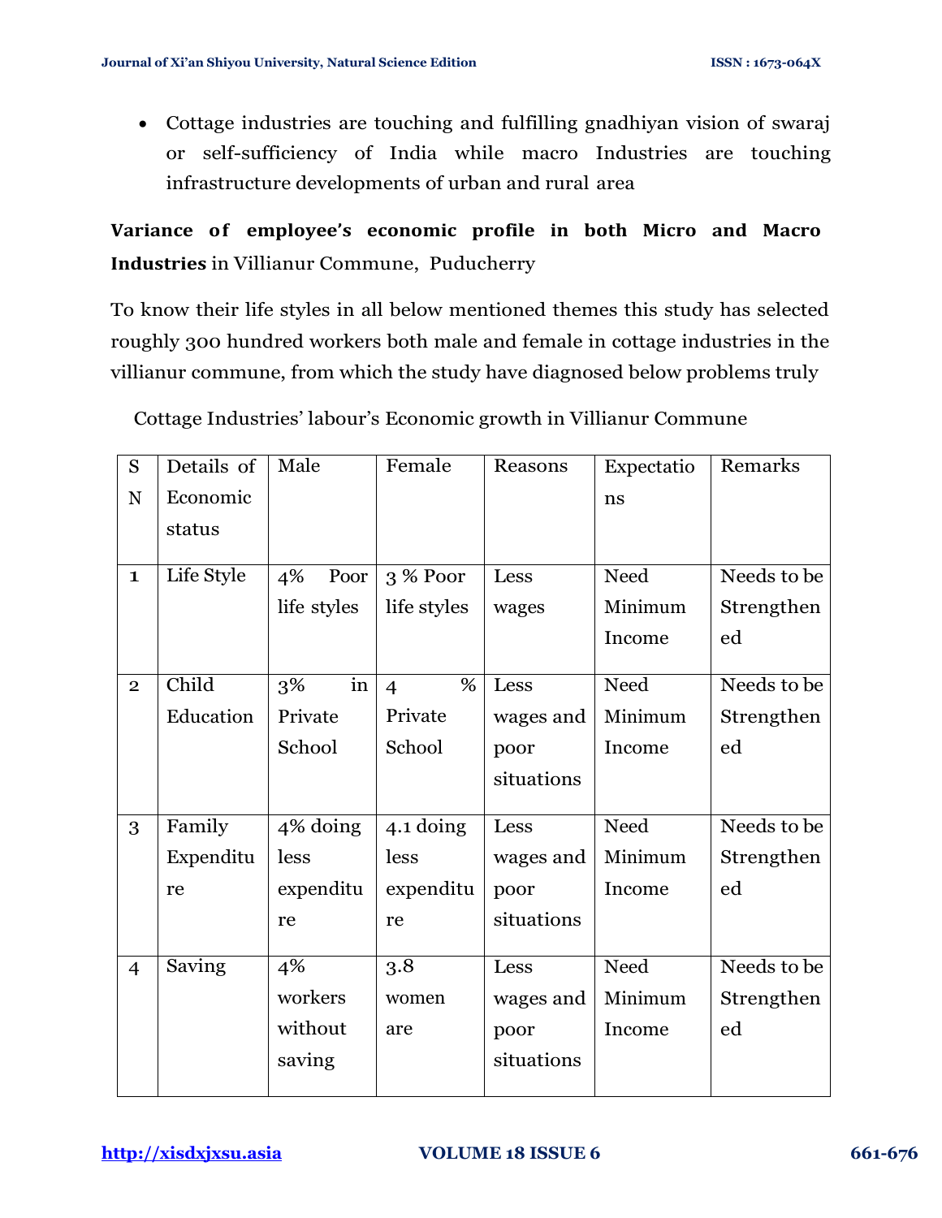- Cottage industries are touching and fulfilling gnadhiyan vision of swaraj or self-sufficiency of India while macro Industries are touching infrastructure developments of urban and rural area

**Variance of employee's economic profile in both Micro and Macro Industries** in Villianur Commune, Puducherry

To know their life styles in all below mentioned themes this study has selected roughly 300 hundred workers both male and female in cottage industries in the villianur commune, from which the study have diagnosed below problems truly

Cottage Industries' labour's Economic growth in Villianur Commune

| SN | Details of Economic status | Male | Female | Reasons | Expectations | Remarks |
|---|---|---|---|---|---|---|
| 1 | Life Style | 4% Poor life styles | 3 % Poor life styles | Less wages | Need Minimum Income | Needs to be Strengthened |
| 2 | Child Education | 3% in Private School | 4 % Private School | Less wages and poor situations | Need Minimum Income | Needs to be Strengthened |
| 3 | Family Expenditure | 4% doing less expenditure | 4.1 doing less expenditure | Less wages and poor situations | Need Minimum Income | Needs to be Strengthened |
| 4 | Saving | 4% workers without saving | 3.8 women are | Less wages and poor situations | Need Minimum Income | Needs to be Strengthened |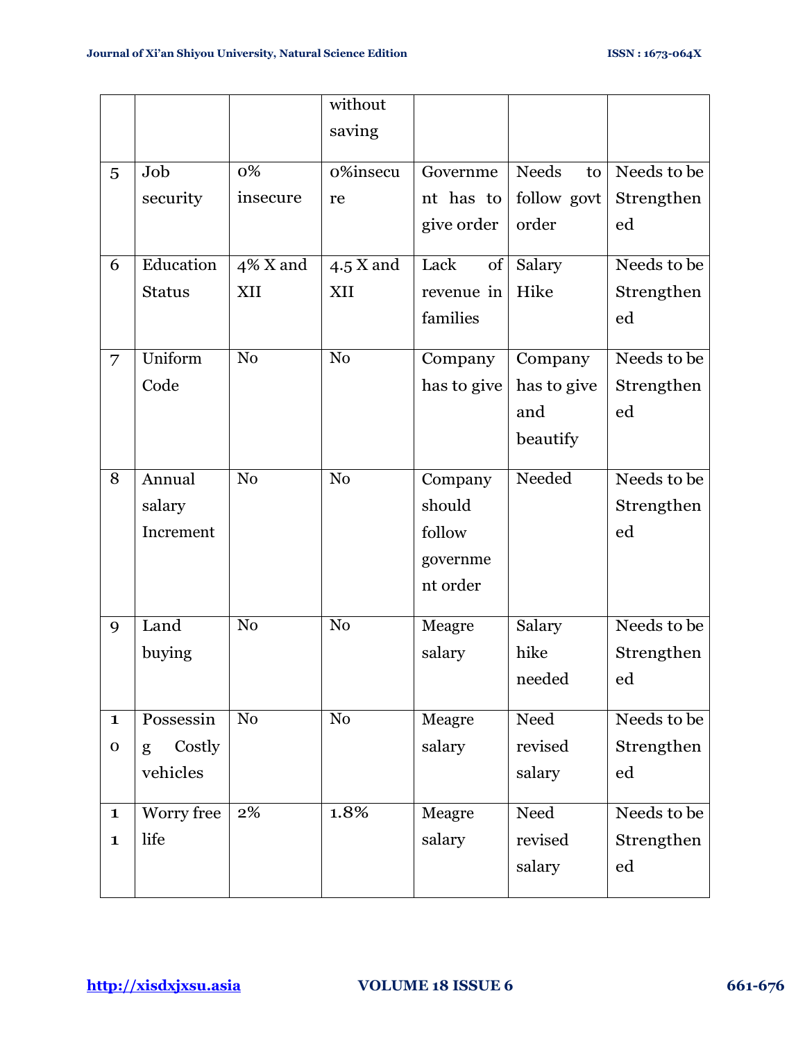|  |  |  | without saving |  |  |  |
|---|---|---|---|---|---|---|
| 5 | Job security | 0% insecure | 0%insecure | Government has to give order | Needs to follow govt order | Needs to be Strengthened |
| 6 | Education Status | 4% X and XII | 4.5 X and XII | Lack of revenue in families | Salary Hike | Needs to be Strengthened |
| 7 | Uniform Code | No | No | Company has to give | Company has to give and beautify | Needs to be Strengthened |
| 8 | Annual salary Increment | No | No | Company should follow government order | Needed | Needs to be Strengthened |
| 9 | Land buying | No | No | Meagre salary | Salary hike needed | Needs to be Strengthened |
| 10 | Possessing Costly vehicles | No | No | Meagre salary | Need revised salary | Needs to be Strengthened |
| 11 | Worry free life | 2% | 1.8% | Meagre salary | Need revised salary | Needs to be Strengthened |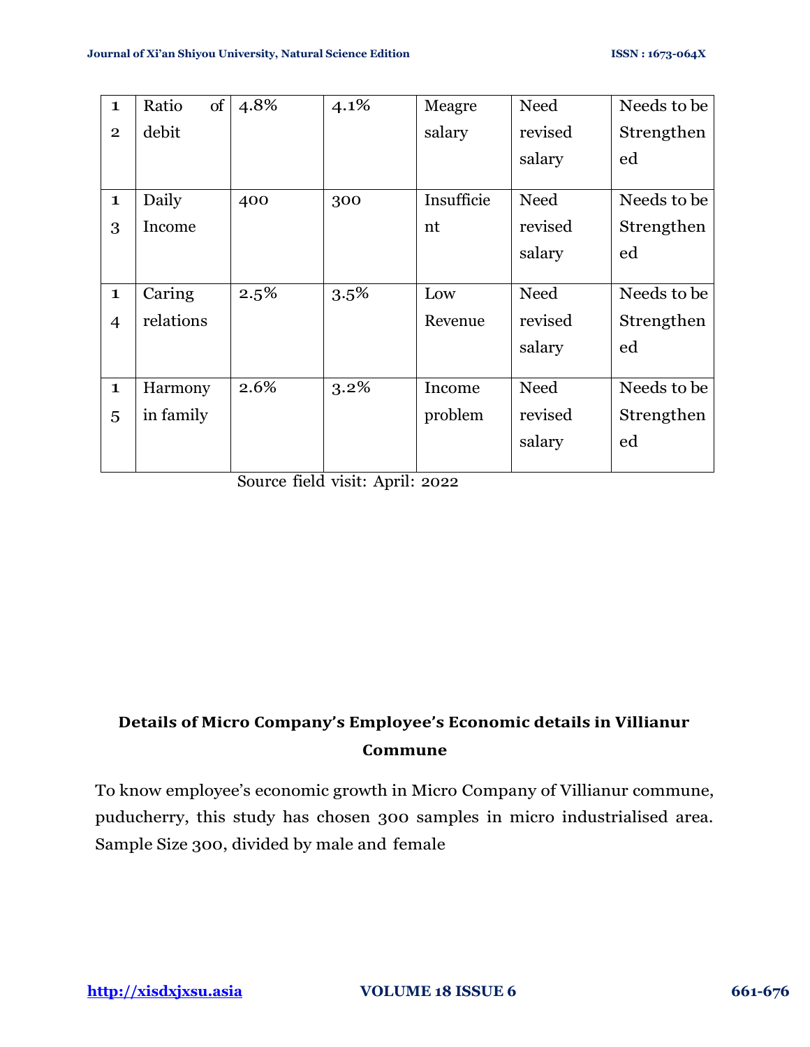| 12 | Ratio of debit | 4.8% | 4.1% | Meagre salary | Need revised salary | Needs to be Strengthened |
|---|---|---|---|---|---|---|
| 13 | Daily Income | 400 | 300 | Insufficient | Need revised salary | Needs to be Strengthened |
| 14 | Caring relations | 2.5% | 3.5% | Low Revenue | Need revised salary | Needs to be Strengthened |
| 15 | Harmony in family | 2.6% | 3.2% | Income problem | Need revised salary | Needs to be Strengthened |

Source field visit: April: 2022

**Details of Micro Company's Employee's Economic details in Villianur Commune**

To know employee's economic growth in Micro Company of Villianur commune, puducherry, this study has chosen 300 samples in micro industrialised area. Sample Size 300, divided by male and female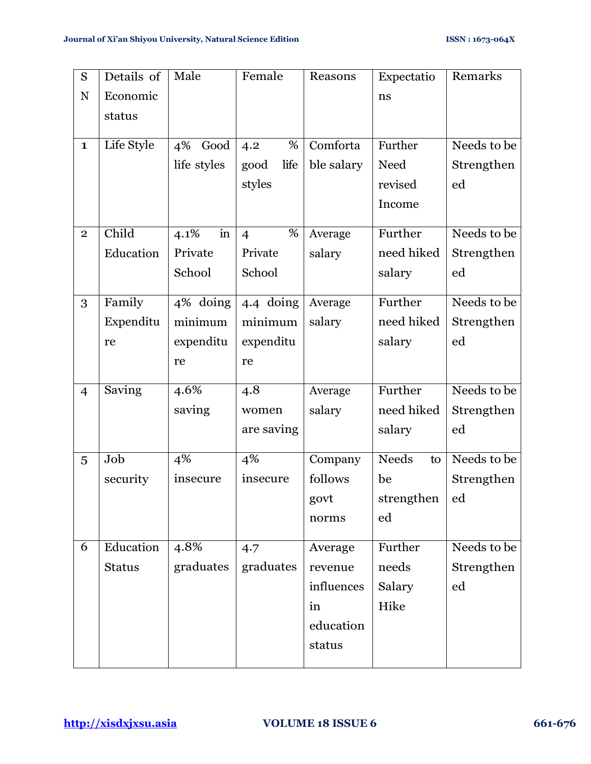| SN | Details of Economic status | Male | Female | Reasons | Expectations | Remarks |
|---|---|---|---|---|---|---|
| 1 | Life Style | 4% Good life styles | 4.2 % good life styles | Comfortable salary | Further Need revised Income | Needs to be Strengthened |
| 2 | Child Education | 4.1% in Private School | 4 % Private School | Average salary | Further need hiked salary | Needs to be Strengthened |
| 3 | Family Expenditure | 4% doing minimum expenditure | 4.4 doing minimum expenditure | Average salary | Further need hiked salary | Needs to be Strengthened |
| 4 | Saving | 4.6% saving | 4.8 women are saving | Average salary | Further need hiked salary | Needs to be Strengthened |
| 5 | Job security | 4% insecure | 4% insecure | Company follows govt norms | Needs to be strengthened | Needs to be Strengthened |
| 6 | Education Status | 4.8% graduates | 4.7 graduates | Average revenue influences in education status | Further needs Salary Hike | Needs to be Strengthened |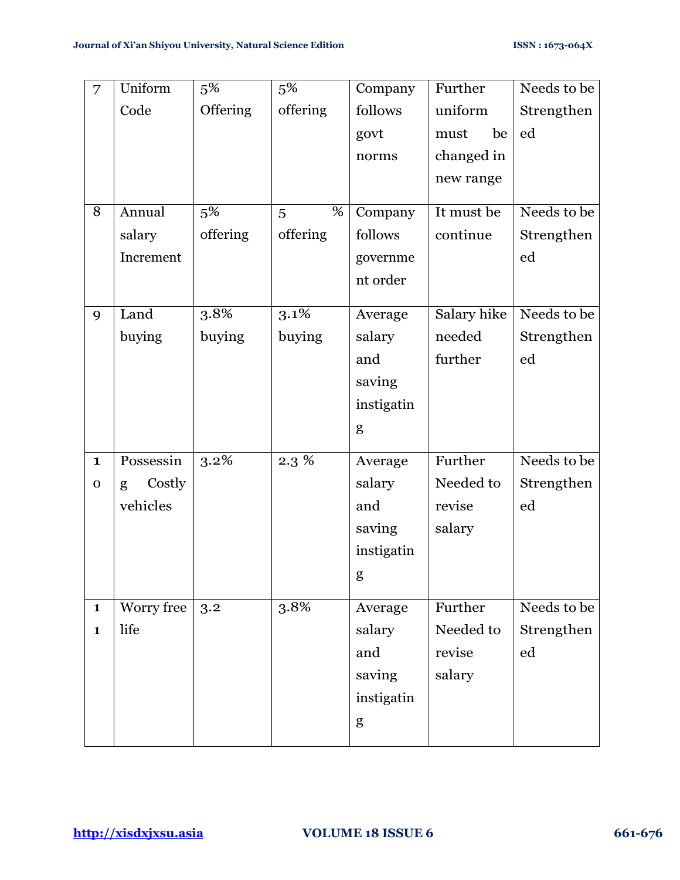| 7 | Uniform Code | 5% Offering | 5% offering | Company follows govt norms | Further uniform must be changed in new range | Needs to be Strengthened |
|---|---|---|---|---|---|---|
| 8 | Annual salary Increment | 5% offering | 5 % offering | Company follows government order | It must be continue | Needs to be Strengthened |
| 9 | Land buying | 3.8% buying | 3.1% buying | Average salary and saving instigating | Salary hike needed further | Needs to be Strengthened |
| 10 | Possessing Costly vehicles | 3.2% | 2.3 % | Average salary and saving instigating | Further Needed to revise salary | Needs to be Strengthened |
| 11 | Worry free life | 3.2 | 3.8% | Average salary and saving instigating | Further Needed to revise salary | Needs to be Strengthened |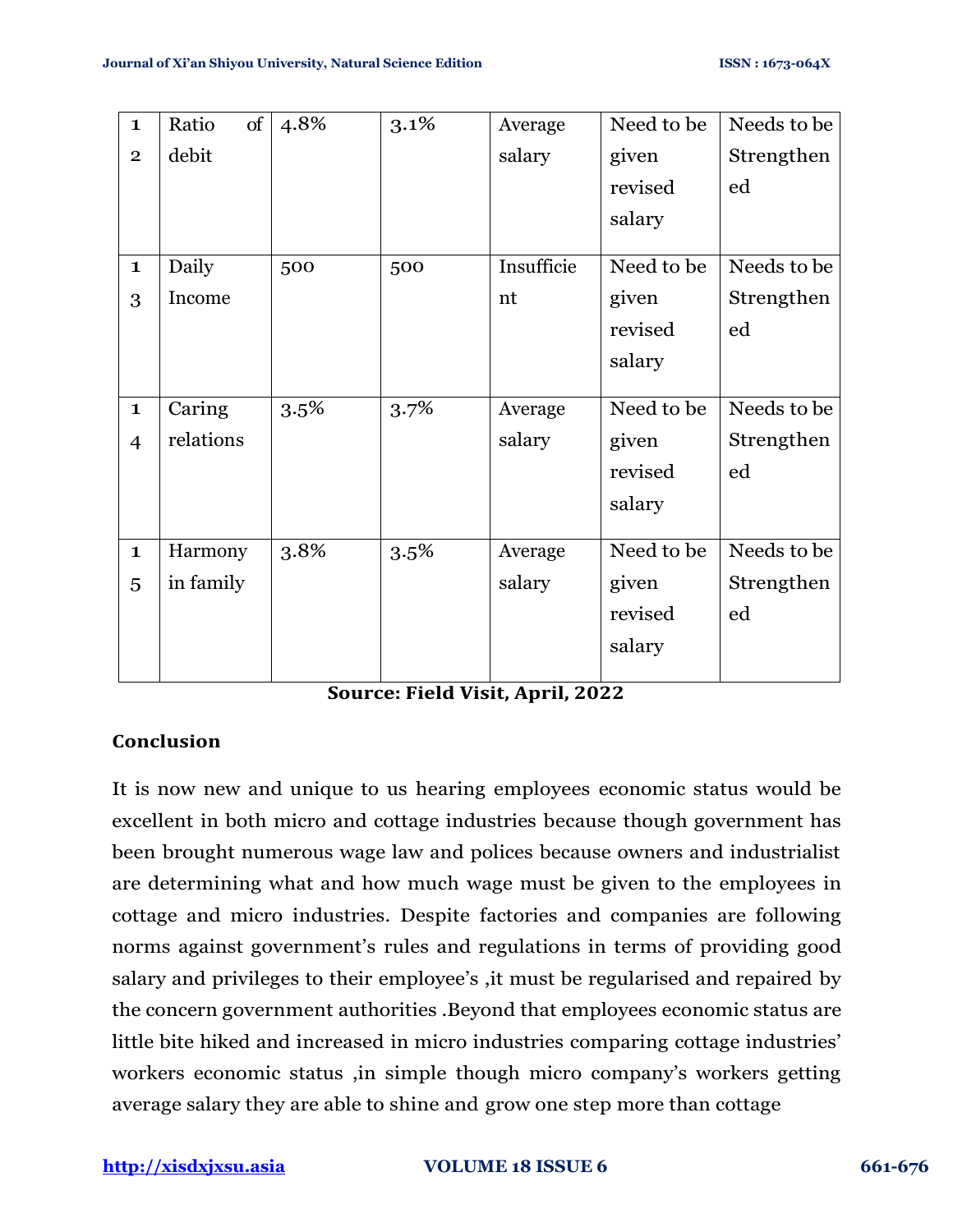| 12 | Ratio of debit | 4.8% | 3.1% | Average salary | Need to be given revised salary | Needs to be Strengthened |
|---|---|---|---|---|---|---|
| 13 | Daily Income | 500 | 500 | Insufficient | Need to be given revised salary | Needs to be Strengthened |
| 14 | Caring relations | 3.5% | 3.7% | Average salary | Need to be given revised salary | Needs to be Strengthened |
| 15 | Harmony in family | 3.8% | 3.5% | Average salary | Need to be given revised salary | Needs to be Strengthened |

**Source: Field Visit, April, 2022**

## Conclusion

It is now new and unique to us hearing employees economic status would be excellent in both micro and cottage industries because though government has been brought numerous wage law and polices because owners and industrialist are determining what and how much wage must be given to the employees in cottage and micro industries. Despite factories and companies are following norms against government's rules and regulations in terms of providing good salary and privileges to their employee's ,it must be regularised and repaired by the concern government authorities .Beyond that employees economic status are little bite hiked and increased in micro industries comparing cottage industries' workers economic status ,in simple though micro company's workers getting average salary they are able to shine and grow one step more than cottage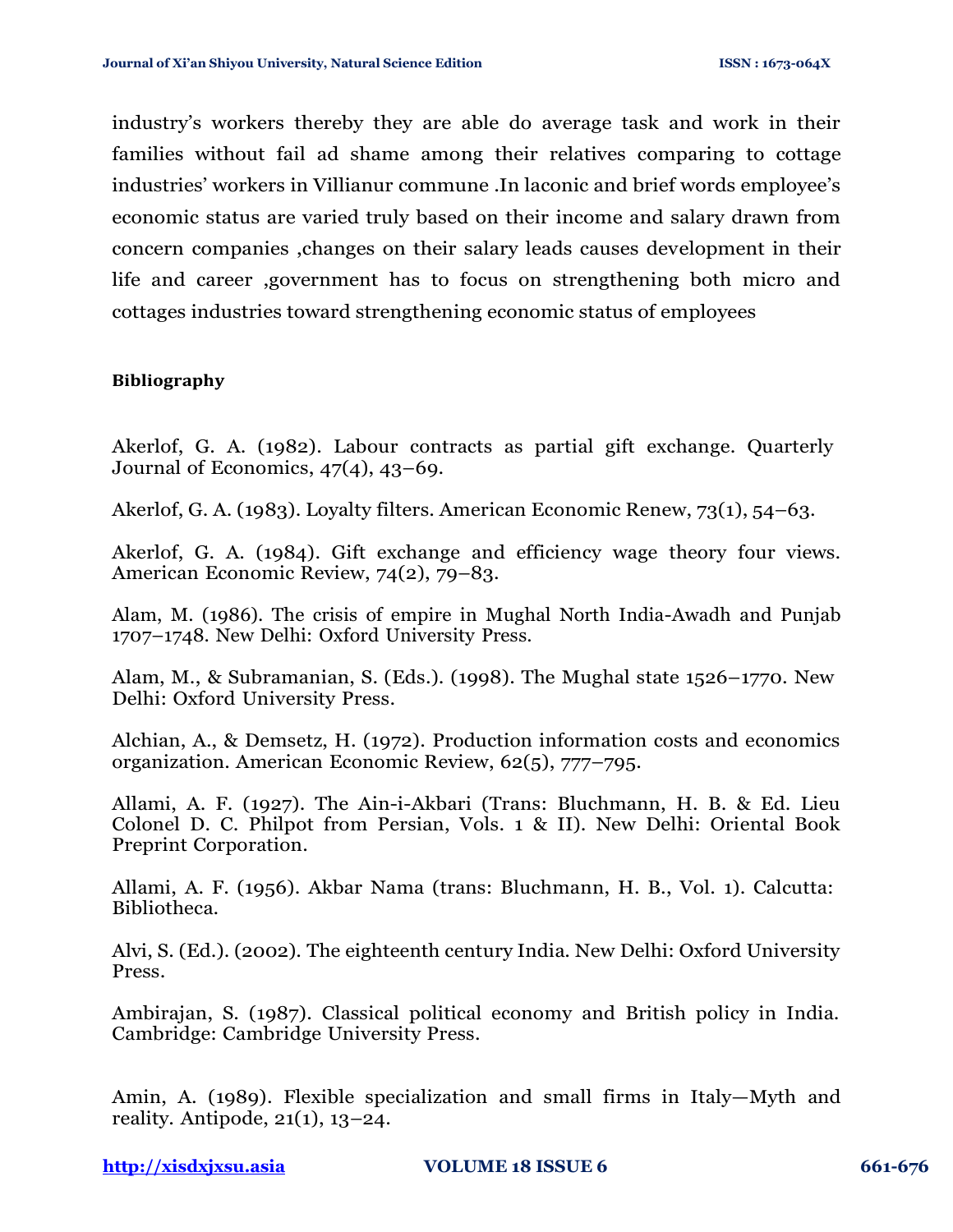industry's workers thereby they are able do average task and work in their families without fail ad shame among their relatives comparing to cottage industries' workers in Villianur commune .In laconic and brief words employee's economic status are varied truly based on their income and salary drawn from concern companies ,changes on their salary leads causes development in their life and career ,government has to focus on strengthening both micro and cottages industries toward strengthening economic status of employees

**Bibliography**

Akerlof, G. A. (1982). Labour contracts as partial gift exchange. Quarterly Journal of Economics, 47(4), 43–69.

Akerlof, G. A. (1983). Loyalty filters. American Economic Renew, 73(1), 54–63.

Akerlof, G. A. (1984). Gift exchange and efficiency wage theory four views. American Economic Review, 74(2), 79–83.

Alam, M. (1986). The crisis of empire in Mughal North India-Awadh and Punjab 1707–1748. New Delhi: Oxford University Press.

Alam, M., & Subramanian, S. (Eds.). (1998). The Mughal state 1526–1770. New Delhi: Oxford University Press.

Alchian, A., & Demsetz, H. (1972). Production information costs and economics organization. American Economic Review, 62(5), 777–795.

Allami, A. F. (1927). The Ain-i-Akbari (Trans: Bluchmann, H. B. & Ed. Lieu Colonel D. C. Philpot from Persian, Vols. 1 & II). New Delhi: Oriental Book Preprint Corporation.

Allami, A. F. (1956). Akbar Nama (trans: Bluchmann, H. B., Vol. 1). Calcutta: Bibliotheca.

Alvi, S. (Ed.). (2002). The eighteenth century India. New Delhi: Oxford University Press.

Ambirajan, S. (1987). Classical political economy and British policy in India. Cambridge: Cambridge University Press.

Amin, A. (1989). Flexible specialization and small firms in Italy—Myth and reality. Antipode, 21(1), 13–24.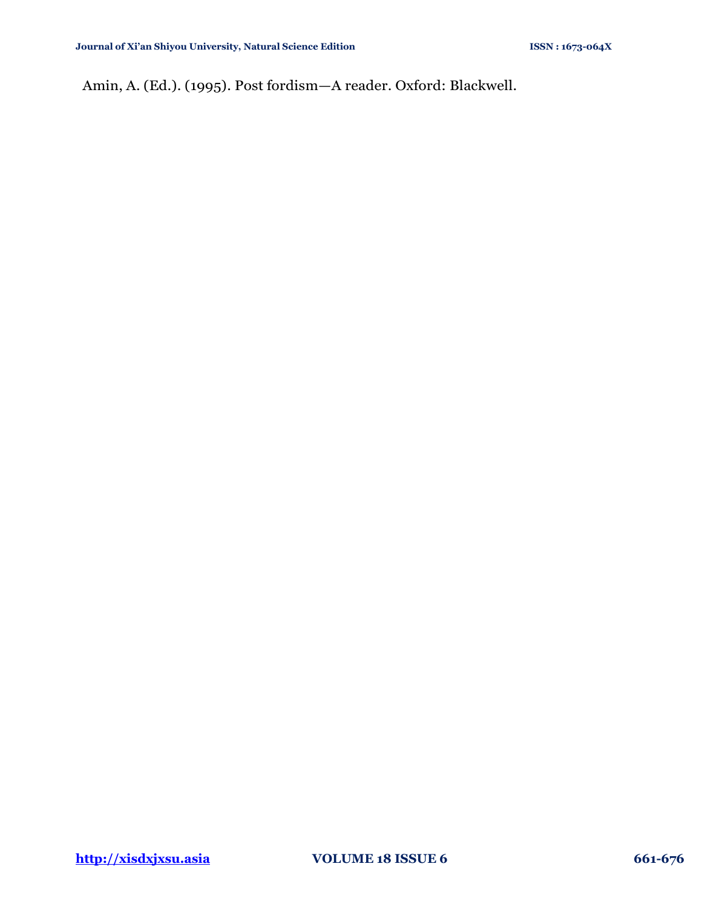Amin, A. (Ed.). (1995). Post fordism—A reader. Oxford: Blackwell.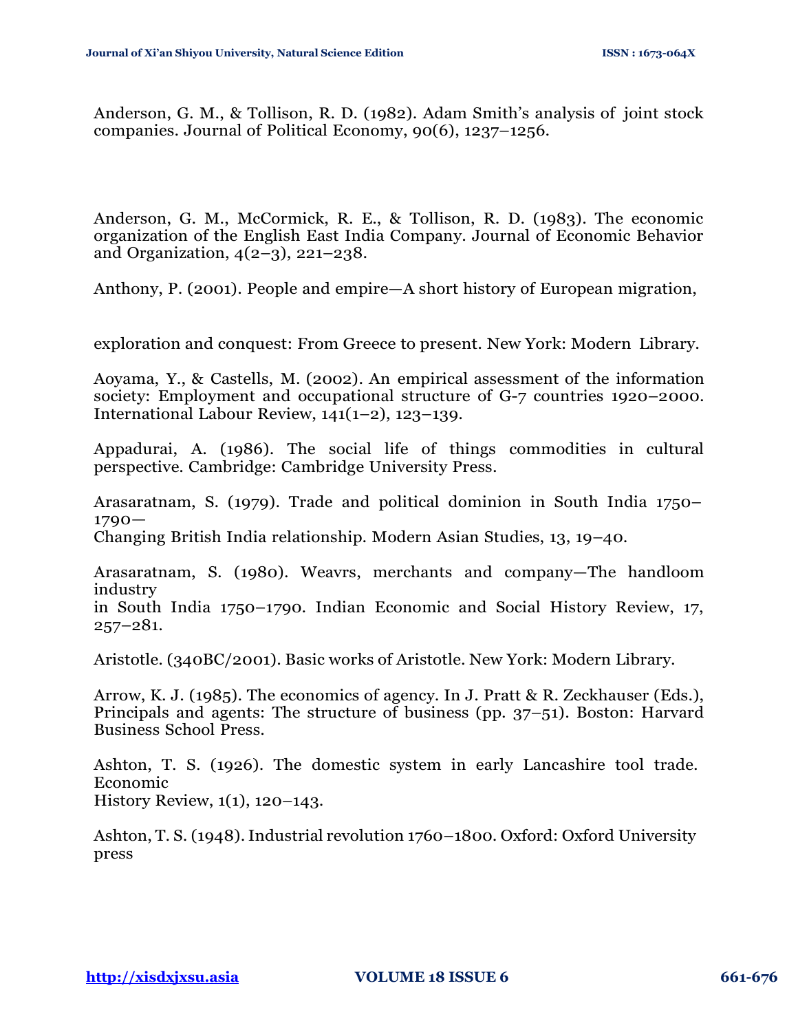Anderson, G. M., & Tollison, R. D. (1982). Adam Smith's analysis of joint stock companies. Journal of Political Economy, 90(6), 1237–1256.

Anderson, G. M., McCormick, R. E., & Tollison, R. D. (1983). The economic organization of the English East India Company. Journal of Economic Behavior and Organization, 4(2–3), 221–238.

Anthony, P. (2001). People and empire—A short history of European migration,

exploration and conquest: From Greece to present. New York: Modern Library.

Aoyama, Y., & Castells, M. (2002). An empirical assessment of the information society: Employment and occupational structure of G-7 countries 1920–2000. International Labour Review, 141(1–2), 123–139.

Appadurai, A. (1986). The social life of things commodities in cultural perspective. Cambridge: Cambridge University Press.

Arasaratnam, S. (1979). Trade and political dominion in South India 1750–1790—
Changing British India relationship. Modern Asian Studies, 13, 19–40.

Arasaratnam, S. (1980). Weavrs, merchants and company—The handloom industry
in South India 1750–1790. Indian Economic and Social History Review, 17, 257–281.

Aristotle. (340BC/2001). Basic works of Aristotle. New York: Modern Library.

Arrow, K. J. (1985). The economics of agency. In J. Pratt & R. Zeckhauser (Eds.), Principals and agents: The structure of business (pp. 37–51). Boston: Harvard Business School Press.

Ashton, T. S. (1926). The domestic system in early Lancashire tool trade. Economic
History Review, 1(1), 120–143.

Ashton, T. S. (1948). Industrial revolution 1760–1800. Oxford: Oxford University press